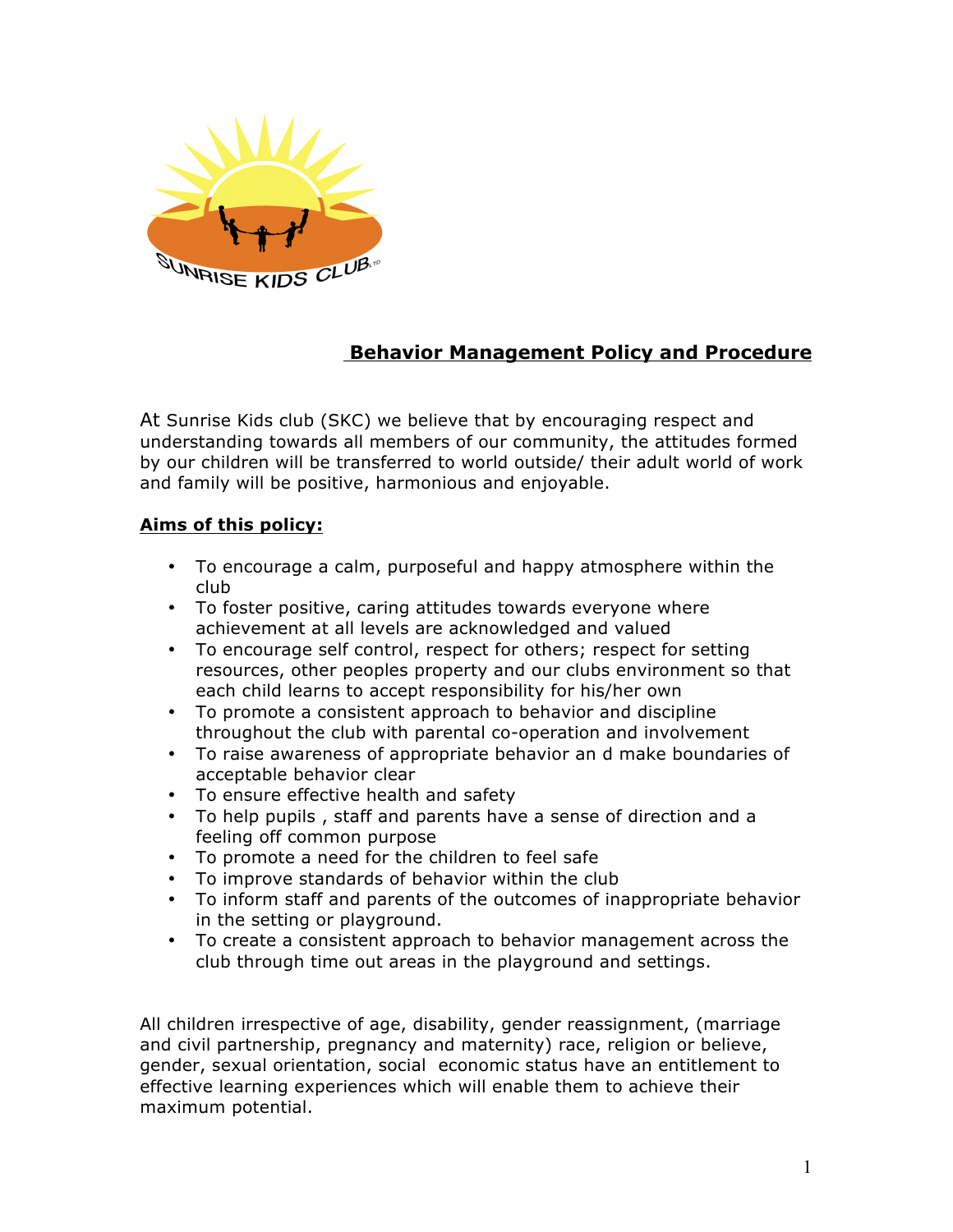# Behavior Management Policy and Procedure

At Sunrise Kids club (SKC) we believe that by encouraging respect and understanding towards all members of our community, the attitudes formed by our children will be transferred to world outside/ their adult world of work and family will be positive, harmonious and enjoyable.

## Aims of this policy:

- To encourage a calm, purposeful and happy atmosphere within the club
- To foster positive, caring attitudes towards everyone where achievement at all levels are acknowledged and valued
- To encourage self control, respect for others; respect for setting resources, other peoples property and our clubs environment so that each child learns to accept responsibility for his/her own
- To promote a consistent approach to behavior and discipline throughout the club with parental co-operation and involvement
- To raise awareness of appropriate behavior an d make boundaries of acceptable behavior clear
- To ensure effective health and safety
- To help pupils , staff and parents have a sense of direction and a feeling off common purpose
- To promote a need for the children to feel safe
- To improve standards of behavior within the club
- To inform staff and parents of the outcomes of inappropriate behavior in the setting or playground.
- To create a consistent approach to behavior management across the club through time out areas in the playground and settings.

All children irrespective of age, disability, gender reassignment, (marriage and civil partnership, pregnancy and maternity) race, religion or believe, gender, sexual orientation, social economic status have an entitlement to effective learning experiences which will enable them to achieve their maximum potential.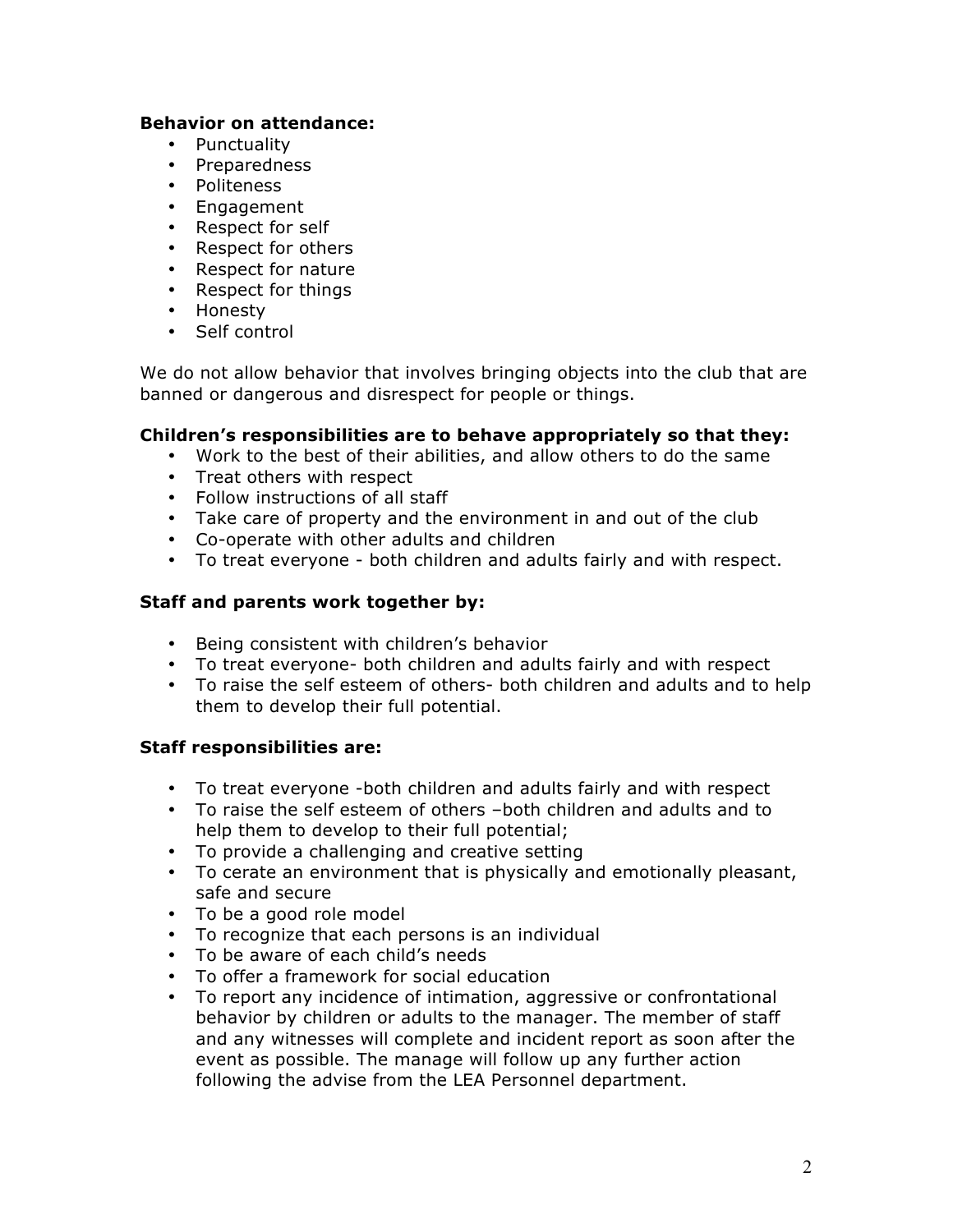**Behavior on attendance:**

- Punctuality
- Preparedness
- Politeness
- Engagement
- Respect for self
- Respect for others
- Respect for nature
- Respect for things
- Honesty
- Self control

We do not allow behavior that involves bringing objects into the club that are banned or dangerous and disrespect for people or things.

**Children's responsibilities are to behave appropriately so that they:**

- Work to the best of their abilities, and allow others to do the same
- Treat others with respect
- Follow instructions of all staff
- Take care of property and the environment in and out of the club
- Co-operate with other adults and children
- To treat everyone - both children and adults fairly and with respect.

**Staff and parents work together by:**

- Being consistent with children's behavior
- To treat everyone- both children and adults fairly and with respect
- To raise the self esteem of others- both children and adults and to help them to develop their full potential.

**Staff responsibilities are:**

- To treat everyone -both children and adults fairly and with respect
- To raise the self esteem of others –both children and adults and to help them to develop to their full potential;
- To provide a challenging and creative setting
- To cerate an environment that is physically and emotionally pleasant, safe and secure
- To be a good role model
- To recognize that each persons is an individual
- To be aware of each child's needs
- To offer a framework for social education
- To report any incidence of intimation, aggressive or confrontational behavior by children or adults to the manager. The member of staff and any witnesses will complete and incident report as soon after the event as possible. The manage will follow up any further action following the advise from the LEA Personnel department.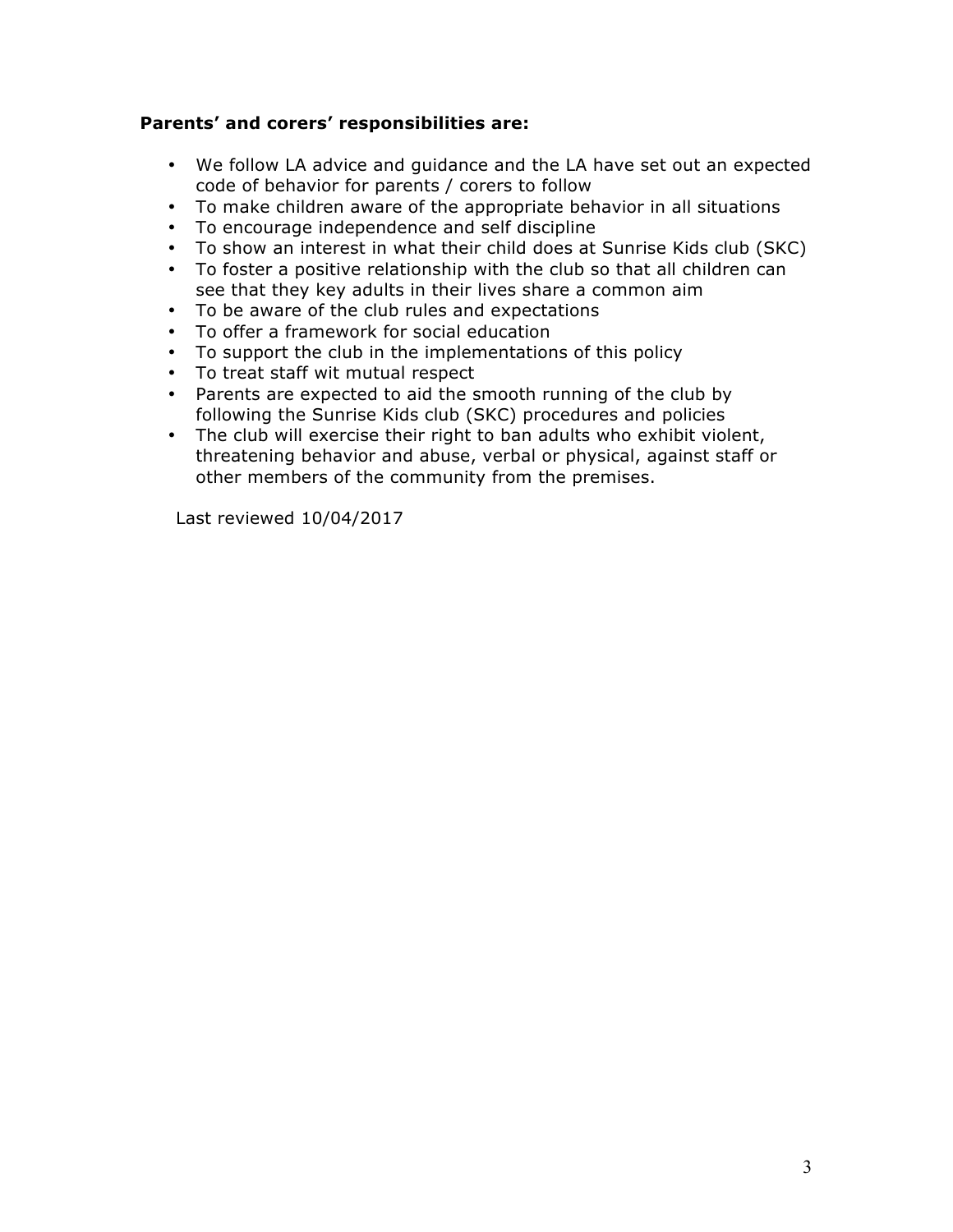**Parents' and corers' responsibilities are:**

- We follow LA advice and guidance and the LA have set out an expected code of behavior for parents / corers to follow
- To make children aware of the appropriate behavior in all situations
- To encourage independence and self discipline
- To show an interest in what their child does at Sunrise Kids club (SKC)
- To foster a positive relationship with the club so that all children can see that they key adults in their lives share a common aim
- To be aware of the club rules and expectations
- To offer a framework for social education
- To support the club in the implementations of this policy
- To treat staff wit mutual respect
- Parents are expected to aid the smooth running of the club by following the Sunrise Kids club (SKC) procedures and policies
- The club will exercise their right to ban adults who exhibit violent, threatening behavior and abuse, verbal or physical, against staff or other members of the community from the premises.

Last reviewed 10/04/2017